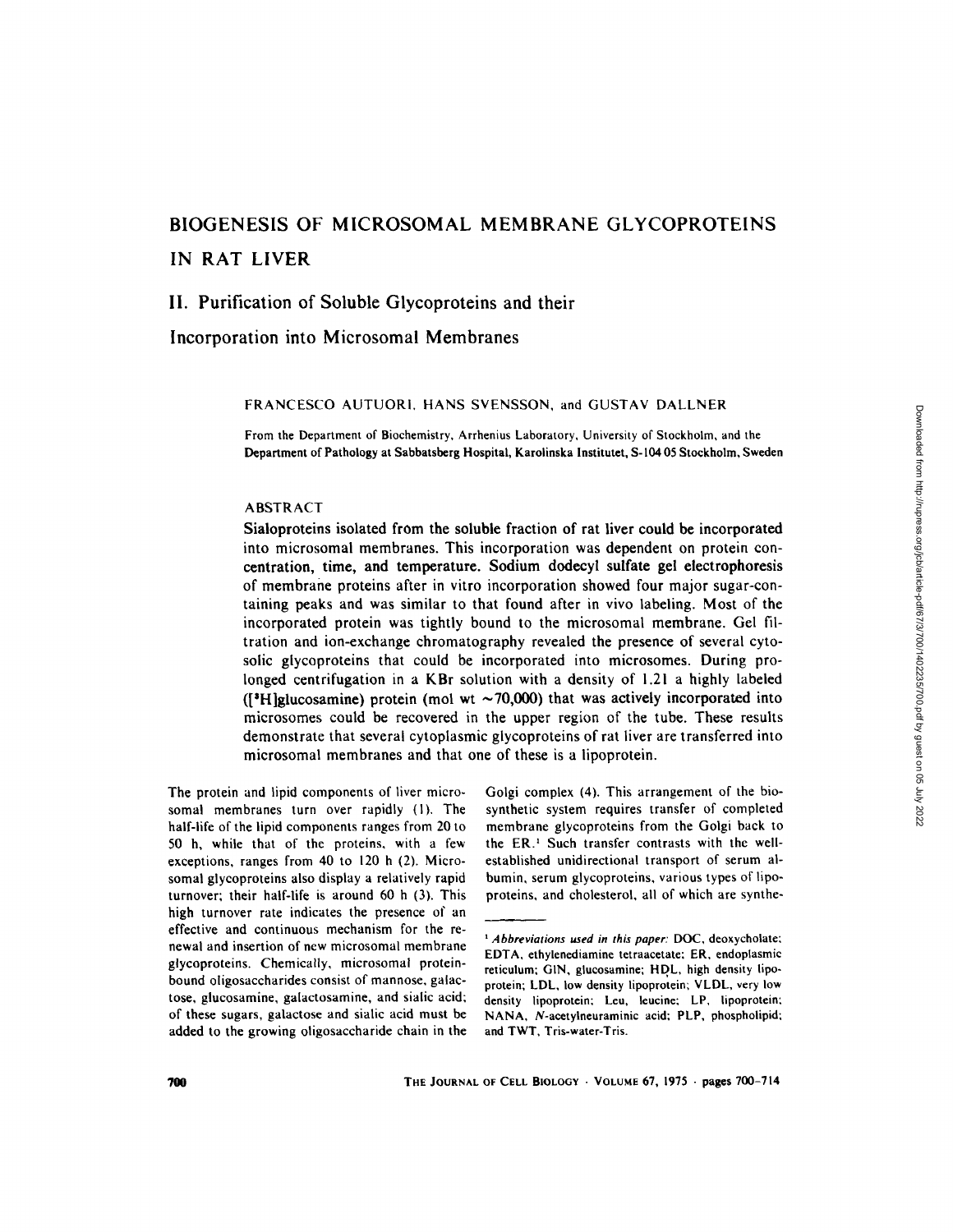# BIOGENESIS OF MICROSOMAL MEMBRANE GLYCOPROTEINS IN RAT LIVER

## II. Purification of Soluble Glycoproteins and their Incorporation into Microsomal Membranes

FRANCESCO AUTUORI, HANS SVENSSON, and GUSTAV DALLNER

From the Department of Biochemistry, Arrhenius Laboratory, University of Stockholm, and the Department of Pathology at Sabbatsberg Hospital, Karolinska Institutet, S-104 05 Stockholm, Sweden

### ABSTRACT

Sialoproteins isolated from the soluble fraction of rat liver could be incorporated into microsomal membranes. This incorporation was dependent on protein concentration, time, and temperature. Sodium dodecyl sulfate gel electrophoresis of membrane proteins after in vitro incorporation showed four major sugar-containing peaks and was similar to that found after in vivo labeling. Most of the incorporated protein was tightly bound to the microsomal membrane. Gel filtration and ion-exchange chromatography revealed the presence of several cytosolic glycoproteins that could be incorporated into microsomes. During prolonged centrifugation in a KBr solution with a density of 1.21 a highly labeled ([$^3$H]glucosamine) protein (mol wt ~70,000) that was actively incorporated into microsomes could be recovered in the upper region of the tube. These results demonstrate that several cytoplasmic glycoproteins of rat liver are transferred into microsomal membranes and that one of these is a lipoprotein.

The protein and lipid components of liver microsomal membranes turn over rapidly (1). The half-life of the lipid components ranges from 20 to 50 h, while that of the proteins, with a few exceptions, ranges from 40 to 120 h (2). Microsomal glycoproteins also display a relatively rapid turnover; their half-life is around 60 h (3). This high turnover rate indicates the presence of an effective and continuous mechanism for the renewal and insertion of new microsomal membrane glycoproteins. Chemically, microsomal protein-bound oligosaccharides consist of mannose, galactose, glucosamine, galactosamine, and sialic acid; of these sugars, galactose and sialic acid must be added to the growing oligosaccharide chain in the Golgi complex (4). This arrangement of the biosynthetic system requires transfer of completed membrane glycoproteins from the Golgi back to the ER.[1] Such transfer contrasts with the well-established unidirectional transport of serum albumin, serum glycoproteins, various types of lipoproteins, and cholesterol, all of which are synthe-

[1] *Abbreviations used in this paper:* DOC, deoxycholate; EDTA, ethylenediamine tetraacetate; ER, endoplasmic reticulum; GlN, glucosamine; HDL, high density lipoprotein; LDL, low density lipoprotein; VLDL, very low density lipoprotein; Leu, leucine; LP, lipoprotein; NANA, *N*-acetylneuraminic acid; PLP, phospholipid; and TWT, Tris-water-Tris.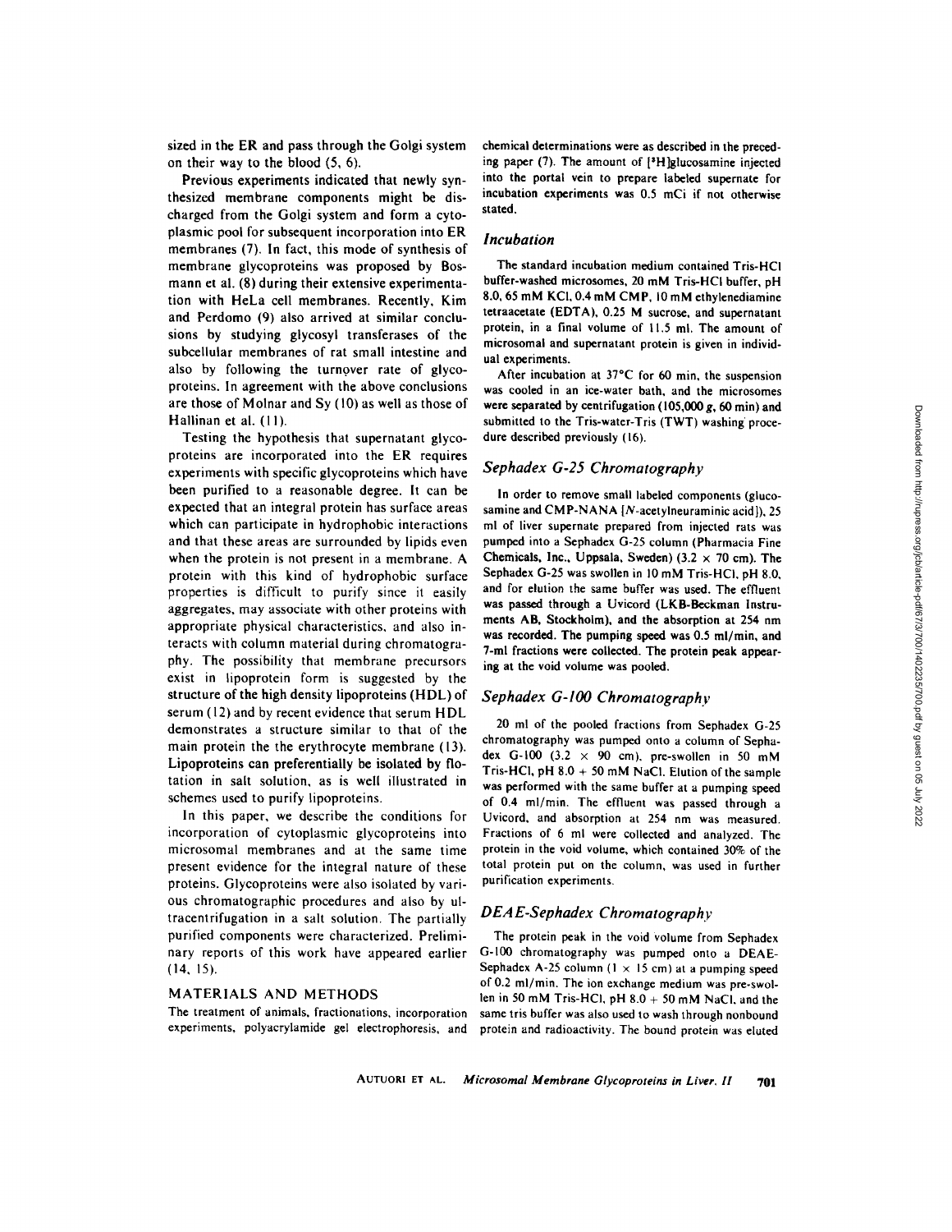sized in the ER and pass through the Golgi system on their way to the blood (5, 6).

Previous experiments indicated that newly synthesized membrane components might be discharged from the Golgi system and form a cytoplasmic pool for subsequent incorporation into ER membranes (7). In fact, this mode of synthesis of membrane glycoproteins was proposed by Bosmann et al. (8) during their extensive experimentation with HeLa cell membranes. Recently, Kim and Perdomo (9) also arrived at similar conclusions by studying glycosyl transferases of the subcellular membranes of rat small intestine and also by following the turnover rate of glycoproteins. In agreement with the above conclusions are those of Molnar and Sy (10) as well as those of Hallinan et al. (11).

Testing the hypothesis that supernatant glycoproteins are incorporated into the ER requires experiments with specific glycoproteins which have been purified to a reasonable degree. It can be expected that an integral protein has surface areas which can participate in hydrophobic interactions and that these areas are surrounded by lipids even when the protein is not present in a membrane. A protein with this kind of hydrophobic surface properties is difficult to purify since it easily aggregates, may associate with other proteins with appropriate physical characteristics, and also interacts with column material during chromatography. The possibility that membrane precursors exist in lipoprotein form is suggested by the structure of the high density lipoproteins (HDL) of serum (12) and by recent evidence that serum HDL demonstrates a structure similar to that of the main protein the the erythrocyte membrane (13). Lipoproteins can preferentially be isolated by flotation in salt solution, as is well illustrated in schemes used to purify lipoproteins.

In this paper, we describe the conditions for incorporation of cytoplasmic glycoproteins into microsomal membranes and at the same time present evidence for the integral nature of these proteins. Glycoproteins were also isolated by various chromatographic procedures and also by ultracentrifugation in a salt solution. The partially purified components were characterized. Preliminary reports of this work have appeared earlier (14, 15).

## MATERIALS AND METHODS

The treatment of animals, fractionations, incorporation experiments, polyacrylamide gel electrophoresis, and chemical determinations were as described in the preceding paper (7). The amount of [$^3$H]glucosamine injected into the portal vein to prepare labeled supernate for incubation experiments was 0.5 mCi if not otherwise stated.

### *Incubation*

The standard incubation medium contained Tris-HCl buffer-washed microsomes, 20 mM Tris-HCl buffer, pH 8.0, 65 mM KCl, 0.4 mM CMP, 10 mM ethylenediamine tetraacetate (EDTA), 0.25 M sucrose, and supernatant protein, in a final volume of 11.5 ml. The amount of microsomal and supernatant protein is given in individual experiments.

After incubation at 37°C for 60 min, the suspension was cooled in an ice-water bath, and the microsomes were separated by centrifugation (105,000 *g*, 60 min) and submitted to the Tris-water-Tris (TWT) washing procedure described previously (16).

### *Sephadex G-25 Chromatography*

In order to remove small labeled components (glucosamine and CMP-NANA [*N*-acetylneuraminic acid]), 25 ml of liver supernate prepared from injected rats was pumped into a Sephadex G-25 column (Pharmacia Fine Chemicals, Inc., Uppsala, Sweden) (3.2 × 70 cm). The Sephadex G-25 was swollen in 10 mM Tris-HCl, pH 8.0, and for elution the same buffer was used. The effluent was passed through a Uvicord (LKB-Beckman Instruments AB, Stockholm), and the absorption at 254 nm was recorded. The pumping speed was 0.5 ml/min, and 7-ml fractions were collected. The protein peak appearing at the void volume was pooled.

### *Sephadex G-100 Chromatography*

20 ml of the pooled fractions from Sephadex G-25 chromatography was pumped onto a column of Sephadex G-100 (3.2 × 90 cm), pre-swollen in 50 mM Tris-HCl, pH 8.0 + 50 mM NaCl. Elution of the sample was performed with the same buffer at a pumping speed of 0.4 ml/min. The effluent was passed through a Uvicord, and absorption at 254 nm was measured. Fractions of 6 ml were collected and analyzed. The protein in the void volume, which contained 30% of the total protein put on the column, was used in further purification experiments.

### *DEAE-Sephadex Chromatography*

The protein peak in the void volume from Sephadex G-100 chromatography was pumped onto a DEAE-Sephadex A-25 column (1 × 15 cm) at a pumping speed of 0.2 ml/min. The ion exchange medium was pre-swollen in 50 mM Tris-HCl, pH 8.0 + 50 mM NaCl, and the same tris buffer was also used to wash through nonbound protein and radioactivity. The bound protein was eluted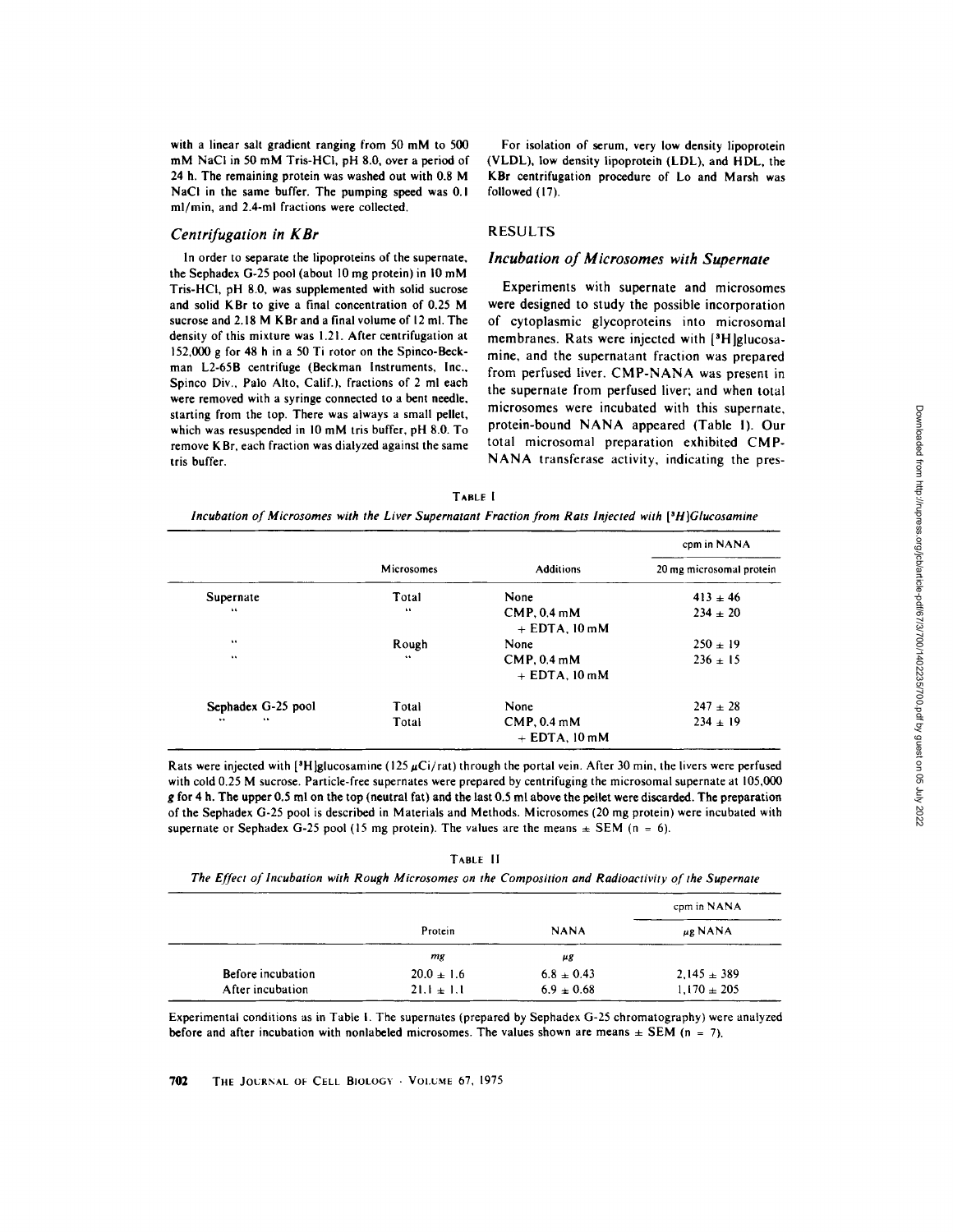with a linear salt gradient ranging from 50 mM to 500 mM NaCl in 50 mM Tris-HCl, pH 8.0, over a period of 24 h. The remaining protein was washed out with 0.8 M NaCl in the same buffer. The pumping speed was 0.1 ml/min, and 2.4-ml fractions were collected.

### *Centrifugation in KBr*

In order to separate the lipoproteins of the supernate, the Sephadex G-25 pool (about 10 mg protein) in 10 mM Tris-HCl, pH 8.0, was supplemented with solid sucrose and solid KBr to give a final concentration of 0.25 M sucrose and 2.18 M KBr and a final volume of 12 ml. The density of this mixture was 1.21. After centrifugation at 152,000 g for 48 h in a 50 Ti rotor on the Spinco-Beckman L2-65B centrifuge (Beckman Instruments, Inc., Spinco Div., Palo Alto, Calif.), fractions of 2 ml each were removed with a syringe connected to a bent needle, starting from the top. There was always a small pellet, which was resuspended in 10 mM tris buffer, pH 8.0. To remove KBr, each fraction was dialyzed against the same tris buffer.

For isolation of serum, very low density lipoprotein (VLDL), low density lipoprotein (LDL), and HDL, the KBr centrifugation procedure of Lo and Marsh was followed (17).

## RESULTS

### *Incubation of Microsomes with Supernate*

Experiments with supernate and microsomes were designed to study the possible incorporation of cytoplasmic glycoproteins into microsomal membranes. Rats were injected with [$^3$H]glucosamine, and the supernatant fraction was prepared from perfused liver. CMP-NANA was present in the supernate from perfused liver; and when total microsomes were incubated with this supernate, protein-bound NANA appeared (Table I). Our total microsomal preparation exhibited CMP-NANA transferase activity, indicating the pres-

TABLE I

*Incubation of Microsomes with the Liver Supernatant Fraction from Rats Injected with [$^3$H]Glucosamine*

| | Microsomes | Additions | cpm in NANA / 20 mg microsomal protein |
|---|---|---|---|
| Supernate | Total | None | 413 ± 46 |
| " | " | CMP, 0.4 mM + EDTA, 10 mM | 234 ± 20 |
| " | Rough | None | 250 ± 19 |
| " | " | CMP, 0.4 mM + EDTA, 10 mM | 236 ± 15 |
| Sephadex G-25 pool | Total | None | 247 ± 28 |
| " " | Total | CMP, 0.4 mM + EDTA, 10 mM | 234 ± 19 |

Rats were injected with [$^3$H]glucosamine (125 $\mu$Ci/rat) through the portal vein. After 30 min, the livers were perfused with cold 0.25 M sucrose. Particle-free supernates were prepared by centrifuging the microsomal supernate at 105,000 g for 4 h. The upper 0.5 ml on the top (neutral fat) and the last 0.5 ml above the pellet were discarded. The preparation of the Sephadex G-25 pool is described in Materials and Methods. Microsomes (20 mg protein) were incubated with supernate or Sephadex G-25 pool (15 mg protein). The values are the means ± SEM (n = 6).

TABLE II

*The Effect of Incubation with Rough Microsomes on the Composition and Radioactivity of the Supernate*

| | Protein | NANA | cpm in NANA / $\mu$g NANA |
|---|---|---|---|
| | *mg* | *$\mu$g* | |
| Before incubation | 20.0 ± 1.6 | 6.8 ± 0.43 | 2,145 ± 389 |
| After incubation | 21.1 ± 1.1 | 6.9 ± 0.68 | 1,170 ± 205 |

Experimental conditions as in Table I. The supernates (prepared by Sephadex G-25 chromatography) were analyzed before and after incubation with nonlabeled microsomes. The values shown are means ± SEM (n = 7).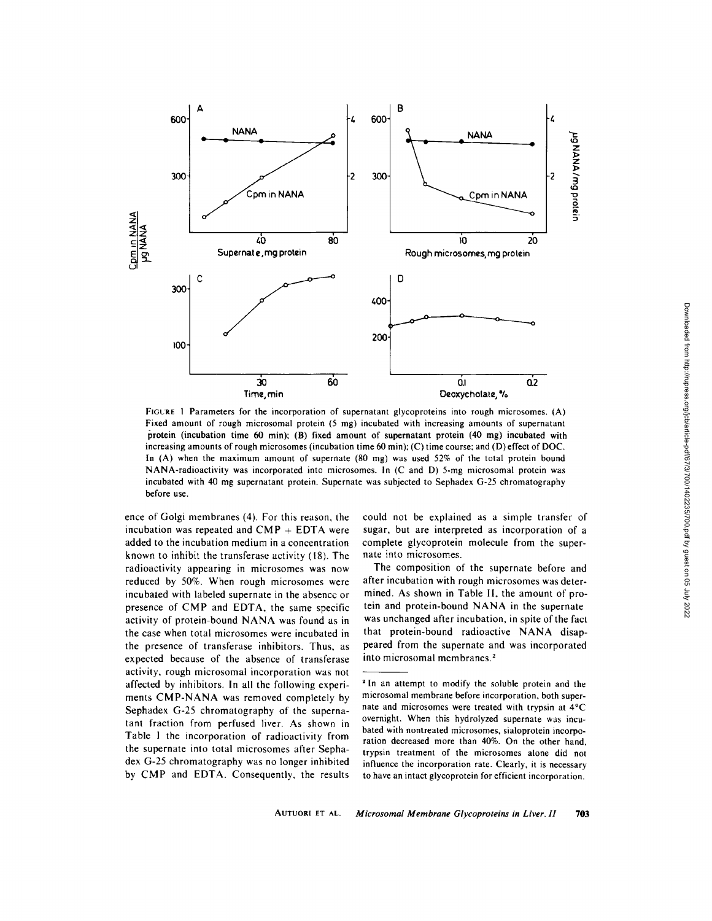FIGURE 1 Parameters for the incorporation of supernatant glycoproteins into rough microsomes. (A) Fixed amount of rough microsomal protein (5 mg) incubated with increasing amounts of supernatant protein (incubation time 60 min); (B) fixed amount of supernatant protein (40 mg) incubated with increasing amounts of rough microsomes (incubation time 60 min); (C) time course; and (D) effect of DOC. In (A) when the maximum amount of supernate (80 mg) was used 52% of the total protein bound NANA-radioactivity was incorporated into microsomes. In (C and D) 5-mg microsomal protein was incubated with 40 mg supernatant protein. Supernate was subjected to Sephadex G-25 chromatography before use.

ence of Golgi membranes (4). For this reason, the incubation was repeated and CMP + EDTA were added to the incubation medium in a concentration known to inhibit the transferase activity (18). The radioactivity appearing in microsomes was now reduced by 50%. When rough microsomes were incubated with labeled supernate in the absence or presence of CMP and EDTA, the same specific activity of protein-bound NANA was found as in the case when total microsomes were incubated in the presence of transferase inhibitors. Thus, as expected because of the absence of transferase activity, rough microsomal incorporation was not affected by inhibitors. In all the following experiments CMP-NANA was removed completely by Sephadex G-25 chromatography of the supernatant fraction from perfused liver. As shown in Table I the incorporation of radioactivity from the supernate into total microsomes after Sephadex G-25 chromatography was no longer inhibited by CMP and EDTA. Consequently, the results could not be explained as a simple transfer of sugar, but are interpreted as incorporation of a complete glycoprotein molecule from the supernate into microsomes.

The composition of the supernate before and after incubation with rough microsomes was determined. As shown in Table II, the amount of protein and protein-bound NANA in the supernate was unchanged after incubation, in spite of the fact that protein-bound radioactive NANA disappeared from the supernate and was incorporated into microsomal membranes.[2]

[2] In an attempt to modify the soluble protein and the microsomal membrane before incorporation, both supernate and microsomes were treated with trypsin at 4°C overnight. When this hydrolyzed supernate was incubated with nontreated microsomes, sialoprotein incorporation decreased more than 40%. On the other hand, trypsin treatment of the microsomes alone did not influence the incorporation rate. Clearly, it is necessary to have an intact glycoprotein for efficient incorporation.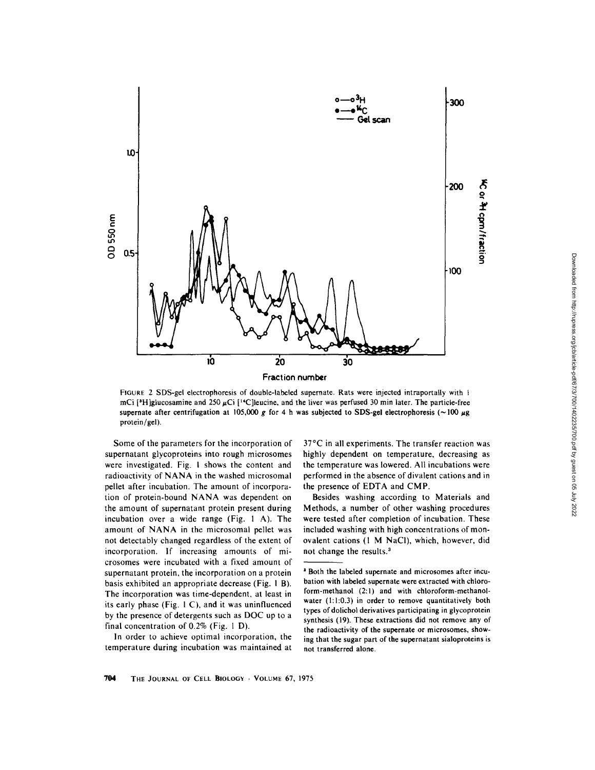FIGURE 2 SDS-gel electrophoresis of double-labeled supernate. Rats were injected intraportally with 1 mCi [$^3$H]glucosamine and 250 $\mu$Ci [$^{14}$C]leucine, and the liver was perfused 30 min later. The particle-free supernate after centrifugation at 105,000 $g$ for 4 h was subjected to SDS-gel electrophoresis ($\sim$100 $\mu$g protein/gel).

Some of the parameters for the incorporation of supernatant glycoproteins into rough microsomes were investigated. Fig. 1 shows the content and radioactivity of NANA in the washed microsomal pellet after incubation. The amount of incorporation of protein-bound NANA was dependent on the amount of supernatant protein present during incubation over a wide range (Fig. 1 A). The amount of NANA in the microsomal pellet was not detectably changed regardless of the extent of incorporation. If increasing amounts of microsomes were incubated with a fixed amount of supernatant protein, the incorporation on a protein basis exhibited an appropriate decrease (Fig. 1 B). The incorporation was time-dependent, at least in its early phase (Fig. 1 C), and it was uninfluenced by the presence of detergents such as DOC up to a final concentration of 0.2% (Fig. 1 D).

In order to achieve optimal incorporation, the temperature during incubation was maintained at 37°C in all experiments. The transfer reaction was highly dependent on temperature, decreasing as the temperature was lowered. All incubations were performed in the absence of divalent cations and in the presence of EDTA and CMP.

Besides washing according to Materials and Methods, a number of other washing procedures were tested after completion of incubation. These included washing with high concentrations of monovalent cations (1 M NaCl), which, however, did not change the results.[3]

[3] Both the labeled supernate and microsomes after incubation with labeled supernate were extracted with chloroform-methanol (2:1) and with chloroform-methanol-water (1:1:0.3) in order to remove quantitatively both types of dolichol derivatives participating in glycoprotein synthesis (19). These extractions did not remove any of the radioactivity of the supernate or microsomes, showing that the sugar part of the supernatant sialoproteins is not transferred alone.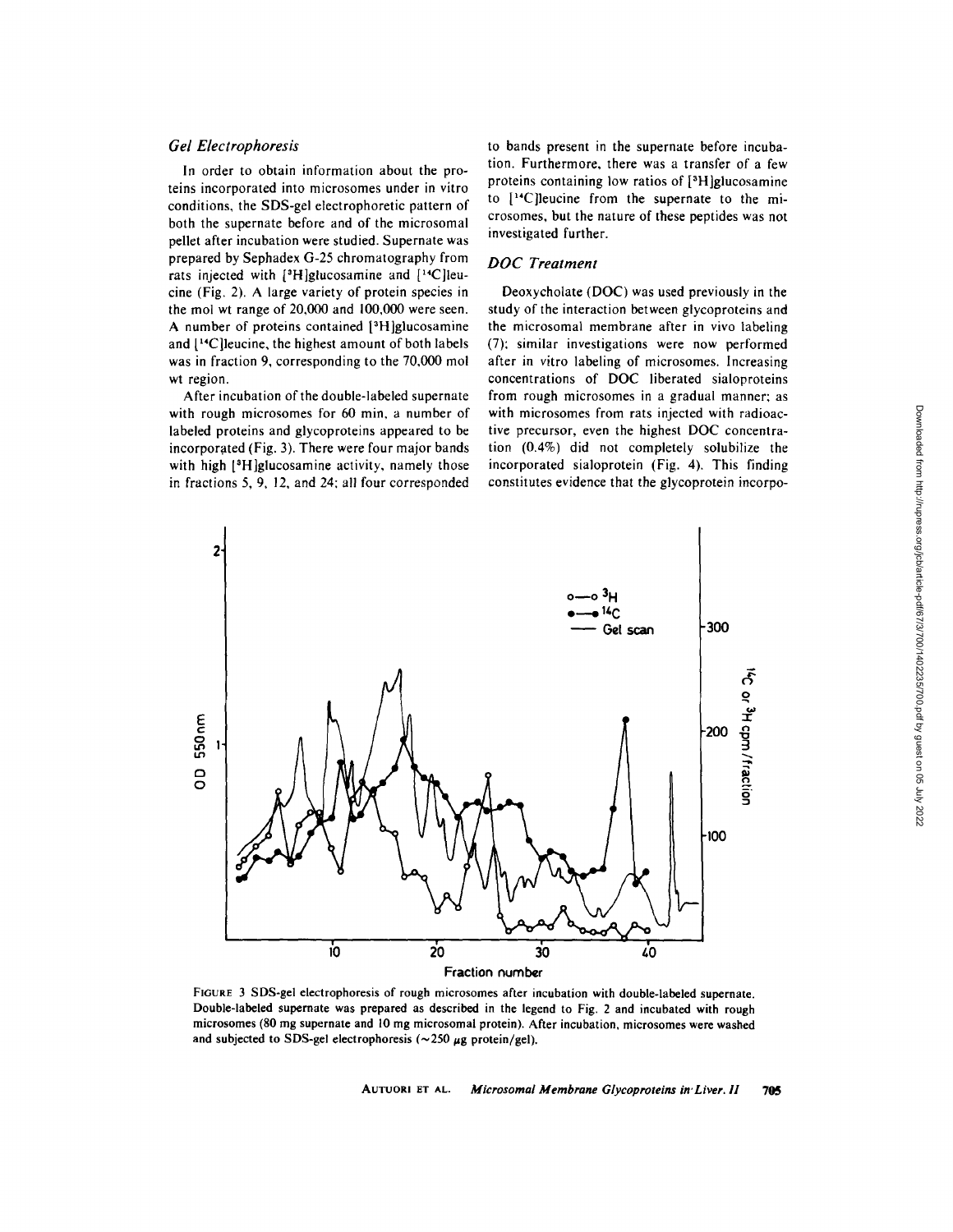## Gel Electrophoresis

In order to obtain information about the proteins incorporated into microsomes under in vitro conditions, the SDS-gel electrophoretic pattern of both the supernate before and of the microsomal pellet after incubation were studied. Supernate was prepared by Sephadex G-25 chromatography from rats injected with [$^3$H]glucosamine and [$^{14}$C]leucine (Fig. 2). A large variety of protein species in the mol wt range of 20,000 and 100,000 were seen. A number of proteins contained [$^3$H]glucosamine and [$^{14}$C]leucine, the highest amount of both labels was in fraction 9, corresponding to the 70,000 mol wt region.

After incubation of the double-labeled supernate with rough microsomes for 60 min, a number of labeled proteins and glycoproteins appeared to be incorporated (Fig. 3). There were four major bands with high [$^3$H]glucosamine activity, namely those in fractions 5, 9, 12, and 24; all four corresponded to bands present in the supernate before incubation. Furthermore, there was a transfer of a few proteins containing low ratios of [$^3$H]glucosamine to [$^{14}$C]leucine from the supernate to the microsomes, but the nature of these peptides was not investigated further.

## DOC Treatment

Deoxycholate (DOC) was used previously in the study of the interaction between glycoproteins and the microsomal membrane after in vivo labeling (7); similar investigations were now performed after in vitro labeling of microsomes. Increasing concentrations of DOC liberated sialoproteins from rough microsomes in a gradual manner; as with microsomes from rats injected with radioactive precursor, even the highest DOC concentration (0.4%) did not completely solubilize the incorporated sialoprotein (Fig. 4). This finding constitutes evidence that the glycoprotein incorpo-

FIGURE 3 SDS-gel electrophoresis of rough microsomes after incubation with double-labeled supernate. Double-labeled supernate was prepared as described in the legend to Fig. 2 and incubated with rough microsomes (80 mg supernate and 10 mg microsomal protein). After incubation, microsomes were washed and subjected to SDS-gel electrophoresis (~250 μg protein/gel).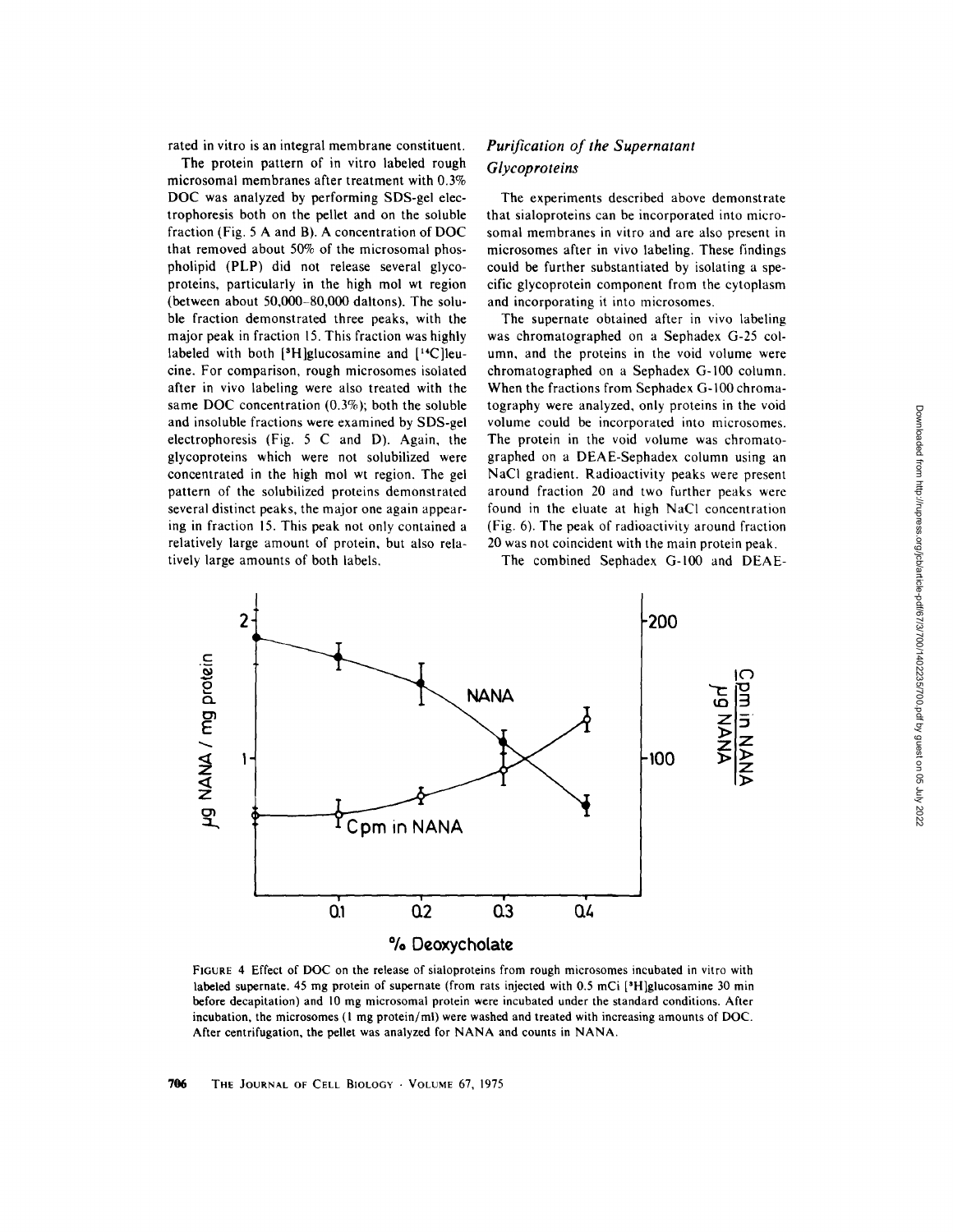rated in vitro is an integral membrane constituent.

The protein pattern of in vitro labeled rough microsomal membranes after treatment with 0.3% DOC was analyzed by performing SDS-gel electrophoresis both on the pellet and on the soluble fraction (Fig. 5 A and B). A concentration of DOC that removed about 50% of the microsomal phospholipid (PLP) did not release several glycoproteins, particularly in the high mol wt region (between about 50,000–80,000 daltons). The soluble fraction demonstrated three peaks, with the major peak in fraction 15. This fraction was highly labeled with both [$^3$H]glucosamine and [$^{14}$C]leucine. For comparison, rough microsomes isolated after in vivo labeling were also treated with the same DOC concentration (0.3%); both the soluble and insoluble fractions were examined by SDS-gel electrophoresis (Fig. 5 C and D). Again, the glycoproteins which were not solubilized were concentrated in the high mol wt region. The gel pattern of the solubilized proteins demonstrated several distinct peaks, the major one again appearing in fraction 15. This peak not only contained a relatively large amount of protein, but also relatively large amounts of both labels.

### *Purification of the Supernatant Glycoproteins*

The experiments described above demonstrate that sialoproteins can be incorporated into microsomal membranes in vitro and are also present in microsomes after in vivo labeling. These findings could be further substantiated by isolating a specific glycoprotein component from the cytoplasm and incorporating it into microsomes.

The supernate obtained after in vivo labeling was chromatographed on a Sephadex G-25 column, and the proteins in the void volume were chromatographed on a Sephadex G-100 column. When the fractions from Sephadex G-100 chromatography were analyzed, only proteins in the void volume could be incorporated into microsomes. The protein in the void volume was chromatographed on a DEAE-Sephadex column using an NaCl gradient. Radioactivity peaks were present around fraction 20 and two further peaks were found in the eluate at high NaCl concentration (Fig. 6). The peak of radioactivity around fraction 20 was not coincident with the main protein peak.

The combined Sephadex G-100 and DEAE-

FIGURE 4 Effect of DOC on the release of sialoproteins from rough microsomes incubated in vitro with labeled supernate. 45 mg protein of supernate (from rats injected with 0.5 mCi [$^3$H]glucosamine 30 min before decapitation) and 10 mg microsomal protein were incubated under the standard conditions. After incubation, the microsomes (1 mg protein/ml) were washed and treated with increasing amounts of DOC. After centrifugation, the pellet was analyzed for NANA and counts in NANA.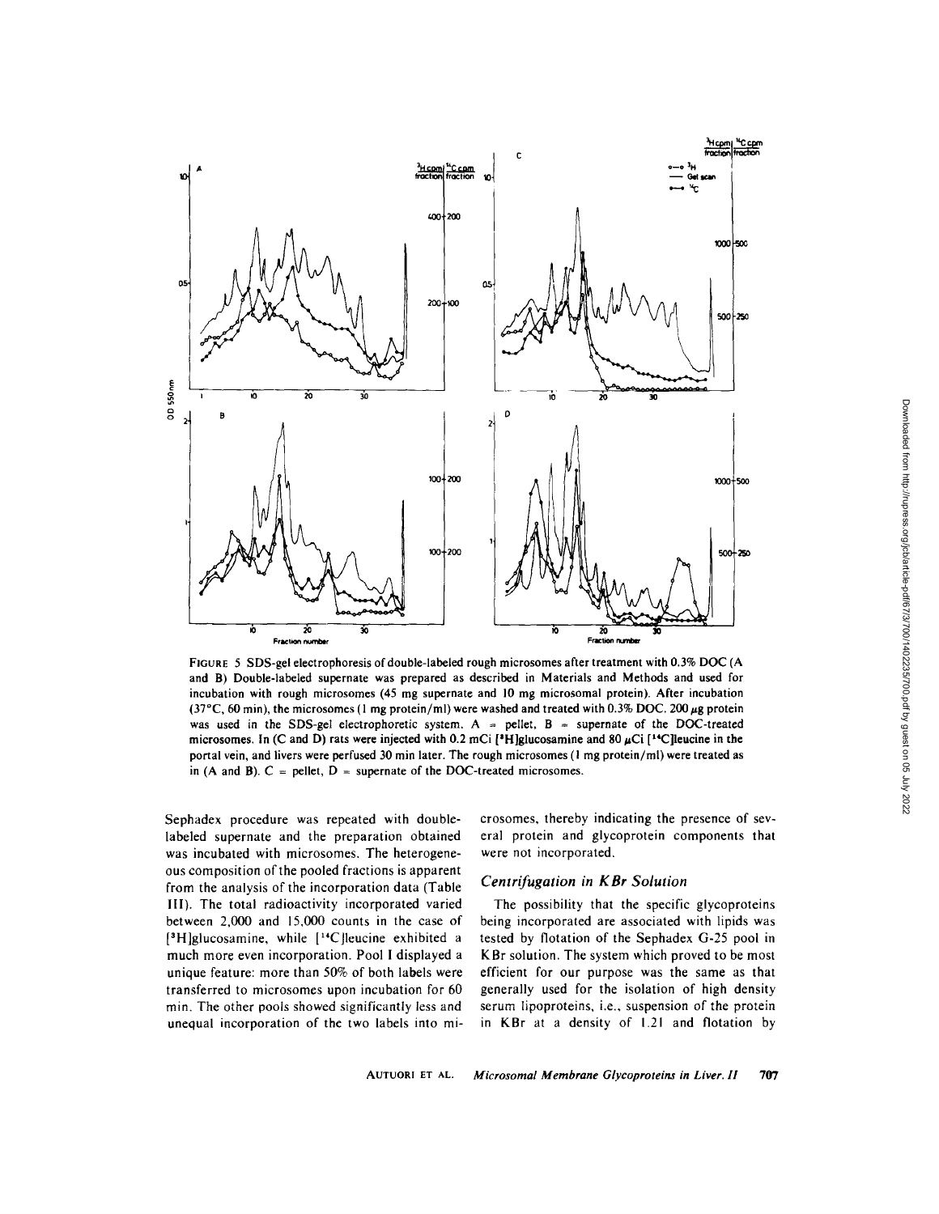FIGURE 5 SDS-gel electrophoresis of double-labeled rough microsomes after treatment with 0.3% DOC (A and B) Double-labeled supernate was prepared as described in Materials and Methods and used for incubation with rough microsomes (45 mg supernate and 10 mg microsomal protein). After incubation (37°C, 60 min), the microsomes (1 mg protein/ml) were washed and treated with 0.3% DOC. 200 $\mu$g protein was used in the SDS-gel electrophoretic system. A = pellet, B = supernate of the DOC-treated microsomes. In (C and D) rats were injected with 0.2 mCi [$^3$H]glucosamine and 80 $\mu$Ci [$^{14}$C]leucine in the portal vein, and livers were perfused 30 min later. The rough microsomes (1 mg protein/ml) were treated as in (A and B). C = pellet, D = supernate of the DOC-treated microsomes.

Sephadex procedure was repeated with double-labeled supernate and the preparation obtained was incubated with microsomes. The heterogeneous composition of the pooled fractions is apparent from the analysis of the incorporation data (Table III). The total radioactivity incorporated varied between 2,000 and 15,000 counts in the case of [$^3$H]glucosamine, while [$^{14}$C]leucine exhibited a much more even incorporation. Pool I displayed a unique feature: more than 50% of both labels were transferred to microsomes upon incubation for 60 min. The other pools showed significantly less and unequal incorporation of the two labels into microsomes, thereby indicating the presence of several protein and glycoprotein components that were not incorporated.

### *Centrifugation in KBr Solution*

The possibility that the specific glycoproteins being incorporated are associated with lipids was tested by flotation of the Sephadex G-25 pool in KBr solution. The system which proved to be most efficient for our purpose was the same as that generally used for the isolation of high density serum lipoproteins, i.e., suspension of the protein in KBr at a density of 1.21 and flotation by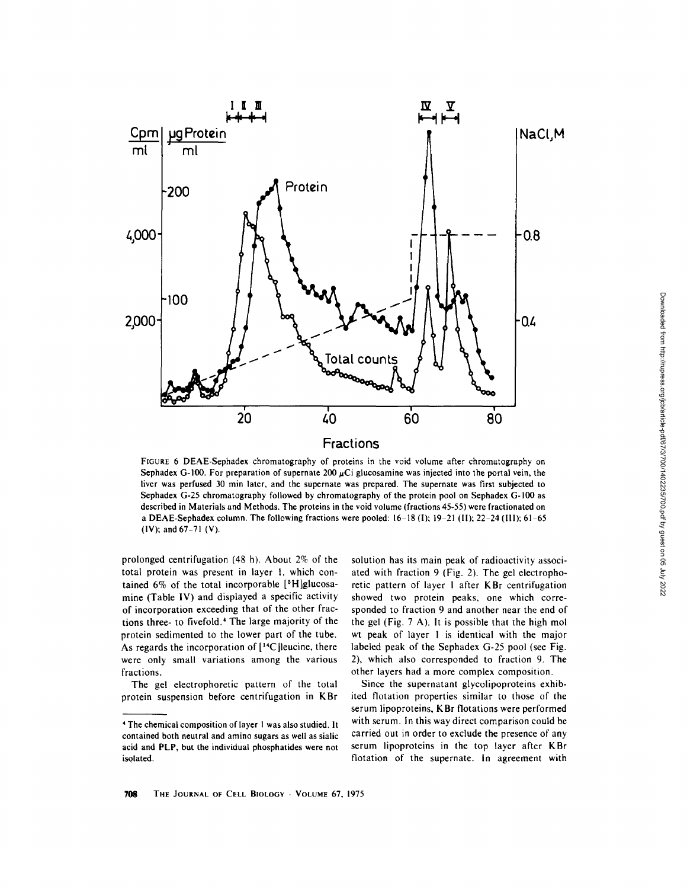FIGURE 6 DEAE-Sephadex chromatography of proteins in the void volume after chromatography on Sephadex G-100. For preparation of supernate 200 $\mu$Ci glucosamine was injected into the portal vein, the liver was perfused 30 min later, and the supernate was prepared. The supernate was first subjected to Sephadex G-25 chromatography followed by chromatography of the protein pool on Sephadex G-100 as described in Materials and Methods. The proteins in the void volume (fractions 45-55) were fractionated on a DEAE-Sephadex column. The following fractions were pooled: 16-18 (I); 19-21 (II); 22-24 (III); 61-65 (IV); and 67-71 (V).

prolonged centrifugation (48 h). About 2% of the total protein was present in layer 1, which contained 6% of the total incorporable [$^3$H]glucosamine (Table IV) and displayed a specific activity of incorporation exceeding that of the other fractions three- to fivefold.[4] The large majority of the protein sedimented to the lower part of the tube. As regards the incorporation of [$^{14}$C]leucine, there were only small variations among the various fractions.

The gel electrophoretic pattern of the total protein suspension before centrifugation in KBr solution has its main peak of radioactivity associated with fraction 9 (Fig. 2). The gel electrophoretic pattern of layer 1 after KBr centrifugation showed two protein peaks, one which corresponded to fraction 9 and another near the end of the gel (Fig. 7 A). It is possible that the high mol wt peak of layer 1 is identical with the major labeled peak of the Sephadex G-25 pool (see Fig. 2), which also corresponded to fraction 9. The other layers had a more complex composition.

Since the supernatant glycolipoproteins exhibited flotation properties similar to those of the serum lipoproteins, KBr flotations were performed with serum. In this way direct comparison could be carried out in order to exclude the presence of any serum lipoproteins in the top layer after KBr flotation of the supernate. In agreement with

[4] The chemical composition of layer 1 was also studied. It contained both neutral and amino sugars as well as sialic acid and PLP, but the individual phosphatides were not isolated.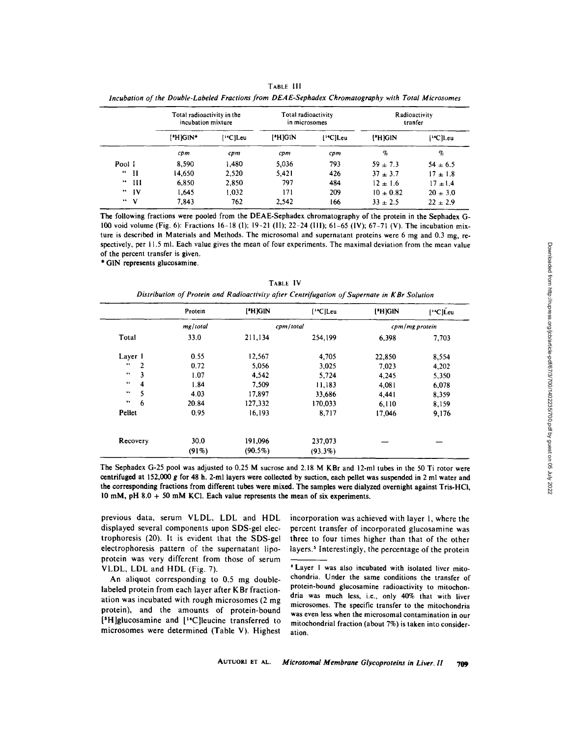TABLE III

*Incubation of the Double-Labeled Fractions from DEAE-Sephadex Chromatography with Total Microsomes*

| | Total radioactivity in the incubation mixture | | Total radioactivity in microsomes | | Radioactivity tranfer | |
|---|---|---|---|---|---|---|
| | [$^3$H]GlN* | [$^{14}$C]Leu | [$^3$H]GlN | [$^{14}$C]Leu | [$^3$H]GlN | [$^{14}$C]Leu |
| | *cpm* | *cpm* | *cpm* | *cpm* | *%* | *%* |
| Pool I | 8,590 | 1,480 | 5,036 | 793 | $59 \pm 7.3$ | $54 \pm 6.5$ |
| " II | 14,650 | 2,520 | 5,421 | 426 | $37 \pm 3.7$ | $17 \pm 1.8$ |
| " III | 6,850 | 2,850 | 797 | 484 | $12 \pm 1.6$ | $17 \pm 1.4$ |
| " IV | 1,645 | 1,032 | 171 | 209 | $10 \pm 0.82$ | $20 \pm 3.0$ |
| " V | 7,843 | 762 | 2,542 | 166 | $33 \pm 2.5$ | $22 \pm 2.9$ |

The following fractions were pooled from the DEAE-Sephadex chromatography of the protein in the Sephadex G-100 void volume (Fig. 6): Fractions 16–18 (I); 19–21 (II); 22–24 (III); 61–65 (IV); 67–71 (V). The incubation mixture is described in Materials and Methods. The microsomal and supernatant proteins were 6 mg and 0.3 mg, respectively, per 11.5 ml. Each value gives the mean of four experiments. The maximal deviation from the mean value of the percent transfer is given.

\* GlN represents glucosamine.

TABLE IV

*Distribution of Protein and Radioactivity after Centrifugation of Supernate in KBr Solution*

| | Protein | [$^3$H]GlN | [$^{14}$C]Leu | [$^3$H]GlN | [$^{14}$C]Leu |
|---|---|---|---|---|---|
| | *mg/total* | *cpm/total* | | *cpm/mg protein* | |
| Total | 33.0 | 211,134 | 254,199 | 6,398 | 7,703 |
| Layer 1 | 0.55 | 12,567 | 4,705 | 22,850 | 8,554 |
| " 2 | 0.72 | 5,056 | 3,025 | 7,023 | 4,202 |
| " 3 | 1.07 | 4,542 | 5,724 | 4,245 | 5,350 |
| " 4 | 1.84 | 7,509 | 11,183 | 4,081 | 6,078 |
| " 5 | 4.03 | 17,897 | 33,686 | 4,441 | 8,359 |
| " 6 | 20.84 | 127,332 | 170,033 | 6,110 | 8,159 |
| Pellet | 0.95 | 16,193 | 8,717 | 17,046 | 9,176 |
| Recovery | 30.0 (91%) | 191,096 (90.5%) | 237,073 (93.3%) | — | — |

The Sephadex G-25 pool was adjusted to 0.25 M sucrose and 2.18 M KBr and 12-ml tubes in the 50 Ti rotor were centrifuged at 152,000 *g* for 48 h. 2-ml layers were collected by suction, each pellet was suspended in 2 ml water and the corresponding fractions from different tubes were mixed. The samples were dialyzed overnight against Tris-HCl, 10 mM, pH 8.0 + 50 mM KCl. Each value represents the mean of six experiments.

previous data, serum VLDL, LDL and HDL displayed several components upon SDS-gel electrophoresis (20). It is evident that the SDS-gel electrophoresis pattern of the supernatant lipoprotein was very different from those of serum VLDL, LDL and HDL (Fig. 7).

An aliquot corresponding to 0.5 mg double-labeled protein from each layer after KBr fractionation was incubated with rough microsomes (2 mg protein), and the amounts of protein-bound [$^3$H]glucosamine and [$^{14}$C]leucine transferred to microsomes were determined (Table V). Highest incorporation was achieved with layer 1, where the percent transfer of incorporated glucosamine was three to four times higher than that of the other layers.[5] Interestingly, the percentage of the protein

[5] Layer 1 was also incubated with isolated liver mitochondria. Under the same conditions the transfer of protein-bound glucosamine radioactivity to mitochondria was much less, i.e., only 40% that with liver microsomes. The specific transfer to the mitochondria was even less when the microsomal contamination in our mitochondrial fraction (about 7%) is taken into consideration.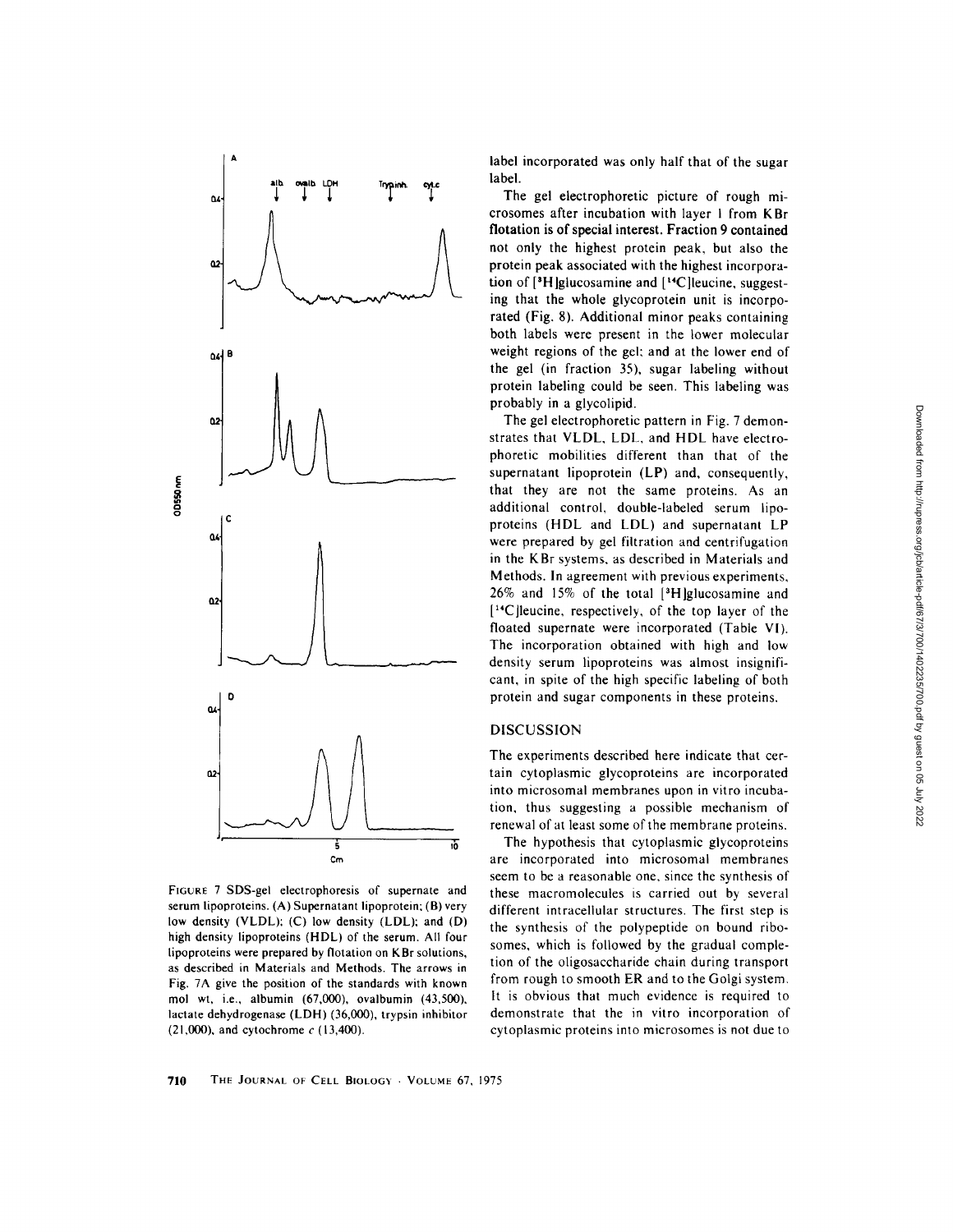FIGURE 7 SDS-gel electrophoresis of supernate and serum lipoproteins. (A) Supernatant lipoprotein; (B) very low density (VLDL); (C) low density (LDL); and (D) high density lipoproteins (HDL) of the serum. All four lipoproteins were prepared by flotation on KBr solutions, as described in Materials and Methods. The arrows in Fig. 7A give the position of the standards with known mol wt, i.e., albumin (67,000), ovalbumin (43,500), lactate dehydrogenase (LDH) (36,000), trypsin inhibitor (21,000), and cytochrome $c$ (13,400).

label incorporated was only half that of the sugar label.

The gel electrophoretic picture of rough microsomes after incubation with layer 1 from KBr flotation is of special interest. Fraction 9 contained not only the highest protein peak, but also the protein peak associated with the highest incorporation of [$^{3}$H]glucosamine and [$^{14}$C]leucine, suggesting that the whole glycoprotein unit is incorporated (Fig. 8). Additional minor peaks containing both labels were present in the lower molecular weight regions of the gel; and at the lower end of the gel (in fraction 35), sugar labeling without protein labeling could be seen. This labeling was probably in a glycolipid.

The gel electrophoretic pattern in Fig. 7 demonstrates that VLDL, LDL, and HDL have electrophoretic mobilities different than that of the supernatant lipoprotein (LP) and, consequently, that they are not the same proteins. As an additional control, double-labeled serum lipoproteins (HDL and LDL) and supernatant LP were prepared by gel filtration and centrifugation in the KBr systems, as described in Materials and Methods. In agreement with previous experiments, 26% and 15% of the total [$^{3}$H]glucosamine and [$^{14}$C]leucine, respectively, of the top layer of the floated supernate were incorporated (Table VI). The incorporation obtained with high and low density serum lipoproteins was almost insignificant, in spite of the high specific labeling of both protein and sugar components in these proteins.

## DISCUSSION

The experiments described here indicate that certain cytoplasmic glycoproteins are incorporated into microsomal membranes upon in vitro incubation, thus suggesting a possible mechanism of renewal of at least some of the membrane proteins.

The hypothesis that cytoplasmic glycoproteins are incorporated into microsomal membranes seem to be a reasonable one, since the synthesis of these macromolecules is carried out by several different intracellular structures. The first step is the synthesis of the polypeptide on bound ribosomes, which is followed by the gradual completion of the oligosaccharide chain during transport from rough to smooth ER and to the Golgi system. It is obvious that much evidence is required to demonstrate that the in vitro incorporation of cytoplasmic proteins into microsomes is not due to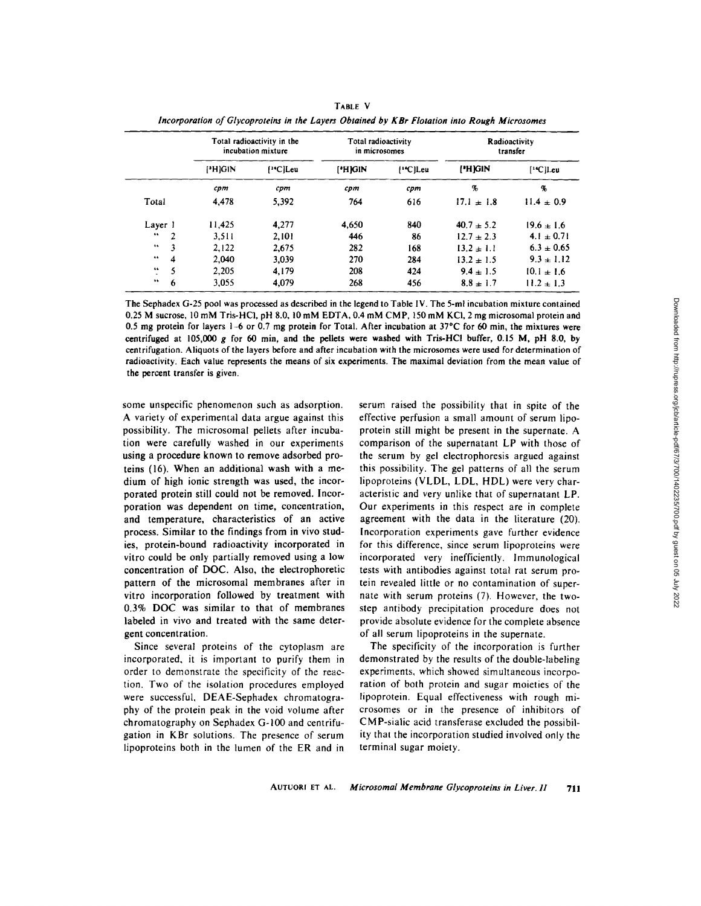**TABLE V**

*Incorporation of Glycoproteins in the Layers Obtained by KBr Flotation into Rough Microsomes*

| | Total radioactivity in the incubation mixture | | Total radioactivity in microsomes | | Radioactivity transfer | |
|---|---|---|---|---|---|---|
| | [$^3$H]GlN | [$^{14}$C]Leu | [$^3$H]GlN | [$^{14}$C]Leu | [$^3$H]GlN | [$^{14}$C]Leu |
| | *cpm* | *cpm* | *cpm* | *cpm* | % | % |
| Total | 4,478 | 5,392 | 764 | 616 | 17.1 ± 1.8 | 11.4 ± 0.9 |
| Layer 1 | 11,425 | 4,277 | 4,650 | 840 | 40.7 ± 5.2 | 19.6 ± 1.6 |
| " 2 | 3,511 | 2,101 | 446 | 86 | 12.7 ± 2.3 | 4.1 ± 0.71 |
| " 3 | 2,122 | 2,675 | 282 | 168 | 13.2 ± 1.1 | 6.3 ± 0.65 |
| " 4 | 2,040 | 3,039 | 270 | 284 | 13.2 ± 1.5 | 9.3 ± 1.12 |
| " 5 | 2,205 | 4,179 | 208 | 424 | 9.4 ± 1.5 | 10.1 ± 1.6 |
| " 6 | 3,055 | 4,079 | 268 | 456 | 8.8 ± 1.7 | 11.2 ± 1.3 |

The Sephadex G-25 pool was processed as described in the legend to Table IV. The 5-ml incubation mixture contained 0.25 M sucrose, 10 mM Tris-HCl, pH 8.0, 10 mM EDTA, 0.4 mM CMP, 150 mM KCl, 2 mg microsomal protein and 0.5 mg protein for layers 1–6 or 0.7 mg protein for Total. After incubation at 37°C for 60 min, the mixtures were centrifuged at 105,000 *g* for 60 min, and the pellets were washed with Tris-HCl buffer, 0.15 M, pH 8.0, by centrifugation. Aliquots of the layers before and after incubation with the microsomes were used for determination of radioactivity. Each value represents the means of six experiments. The maximal deviation from the mean value of the percent transfer is given.

some unspecific phenomenon such as adsorption. A variety of experimental data argue against this possibility. The microsomal pellets after incubation were carefully washed in our experiments using a procedure known to remove adsorbed proteins (16). When an additional wash with a medium of high ionic strength was used, the incorporated protein still could not be removed. Incorporation was dependent on time, concentration, and temperature, characteristics of an active process. Similar to the findings from in vivo studies, protein-bound radioactivity incorporated in vitro could be only partially removed using a low concentration of DOC. Also, the electrophoretic pattern of the microsomal membranes after in vitro incorporation followed by treatment with 0.3% DOC was similar to that of membranes labeled in vivo and treated with the same detergent concentration.

Since several proteins of the cytoplasm are incorporated, it is important to purify them in order to demonstrate the specificity of the reaction. Two of the isolation procedures employed were successful, DEAE-Sephadex chromatography of the protein peak in the void volume after chromatography on Sephadex G-100 and centrifugation in KBr solutions. The presence of serum lipoproteins both in the lumen of the ER and in serum raised the possibility that in spite of the effective perfusion a small amount of serum lipoprotein still might be present in the supernate. A comparison of the supernatant LP with those of the serum by gel electrophoresis argued against this possibility. The gel patterns of all the serum lipoproteins (VLDL, LDL, HDL) were very characteristic and very unlike that of supernatant LP. Our experiments in this respect are in complete agreement with the data in the literature (20). Incorporation experiments gave further evidence for this difference, since serum lipoproteins were incorporated very inefficiently. Immunological tests with antibodies against total rat serum protein revealed little or no contamination of supernate with serum proteins (7). However, the two-step antibody precipitation procedure does not provide absolute evidence for the complete absence of all serum lipoproteins in the supernate.

The specificity of the incorporation is further demonstrated by the results of the double-labeling experiments, which showed simultaneous incorporation of both protein and sugar moieties of the lipoprotein. Equal effectiveness with rough microsomes or in the presence of inhibitors of CMP-sialic acid transferase excluded the possibility that the incorporation studied involved only the terminal sugar moiety.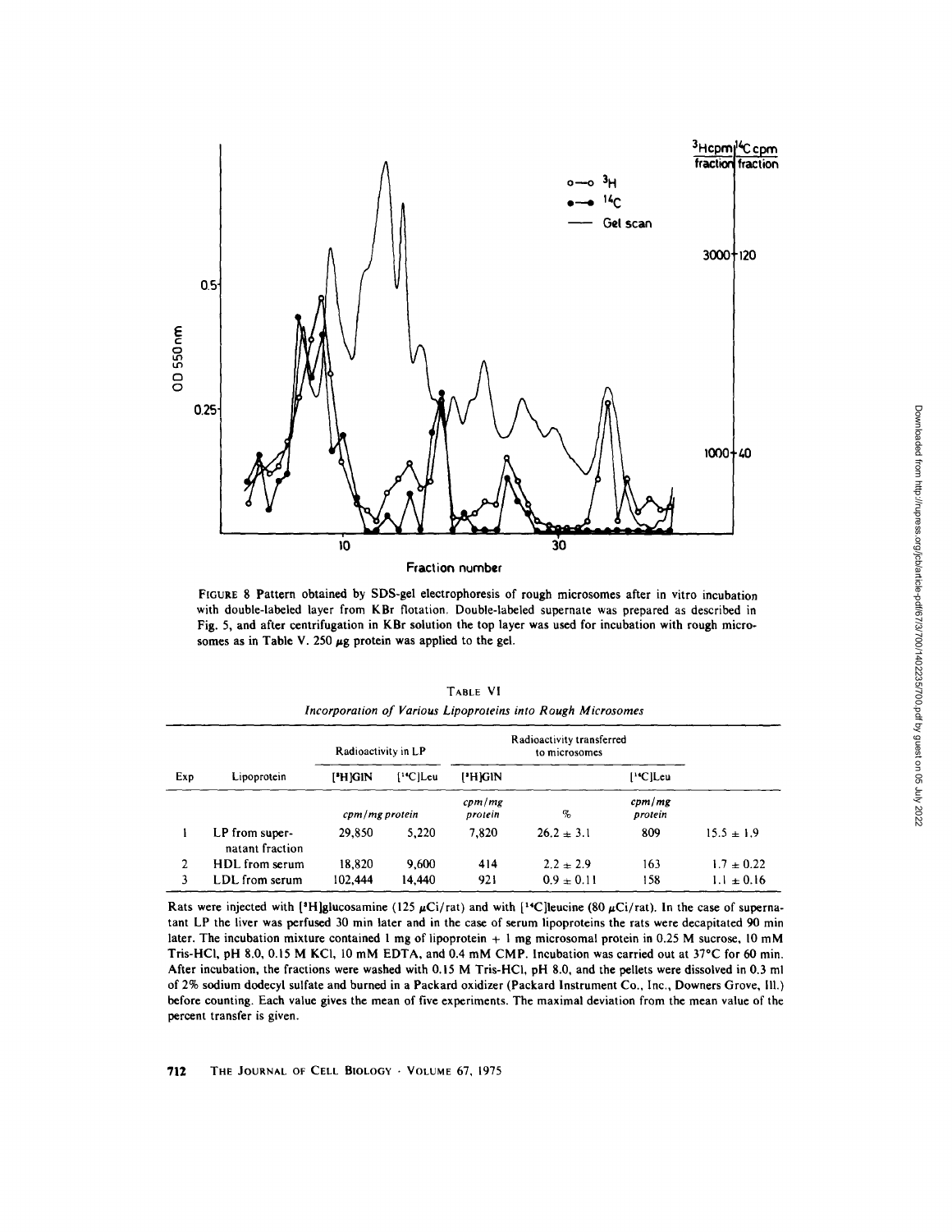FIGURE 8 Pattern obtained by SDS-gel electrophoresis of rough microsomes after in vitro incubation with double-labeled layer from KBr flotation. Double-labeled supernate was prepared as described in Fig. 5, and after centrifugation in KBr solution the top layer was used for incubation with rough microsomes as in Table V. 250 μg protein was applied to the gel.

TABLE VI

*Incorporation of Various Lipoproteins into Rough Microsomes*

| Exp | Lipoprotein | Radioactivity in LP | | Radioactivity transferred to microsomes | | | |
|---|---|---|---|---|---|---|---|
| | | [$^3$H]GlN | [$^{14}$C]Leu | [$^3$H]GlN | | [$^{14}$C]Leu | |
| | | *cpm/mg protein* | | *cpm/mg protein* | *%* | *cpm/mg protein* | |
| 1 | LP from supernatant fraction | 29,850 | 5,220 | 7,820 | 26.2 ± 3.1 | 809 | 15.5 ± 1.9 |
| 2 | HDL from serum | 18,820 | 9,600 | 414 | 2.2 ± 2.9 | 163 | 1.7 ± 0.22 |
| 3 | LDL from serum | 102,444 | 14,440 | 921 | 0.9 ± 0.11 | 158 | 1.1 ± 0.16 |

Rats were injected with [$^3$H]glucosamine (125 μCi/rat) and with [$^{14}$C]leucine (80 μCi/rat). In the case of supernatant LP the liver was perfused 30 min later and in the case of serum lipoproteins the rats were decapitated 90 min later. The incubation mixture contained 1 mg of lipoprotein + 1 mg microsomal protein in 0.25 M sucrose, 10 mM Tris-HCl, pH 8.0, 0.15 M KCl, 10 mM EDTA, and 0.4 mM CMP. Incubation was carried out at 37°C for 60 min. After incubation, the fractions were washed with 0.15 M Tris-HCl, pH 8.0, and the pellets were dissolved in 0.3 ml of 2% sodium dodecyl sulfate and burned in a Packard oxidizer (Packard Instrument Co., Inc., Downers Grove, Ill.) before counting. Each value gives the mean of five experiments. The maximal deviation from the mean value of the percent transfer is given.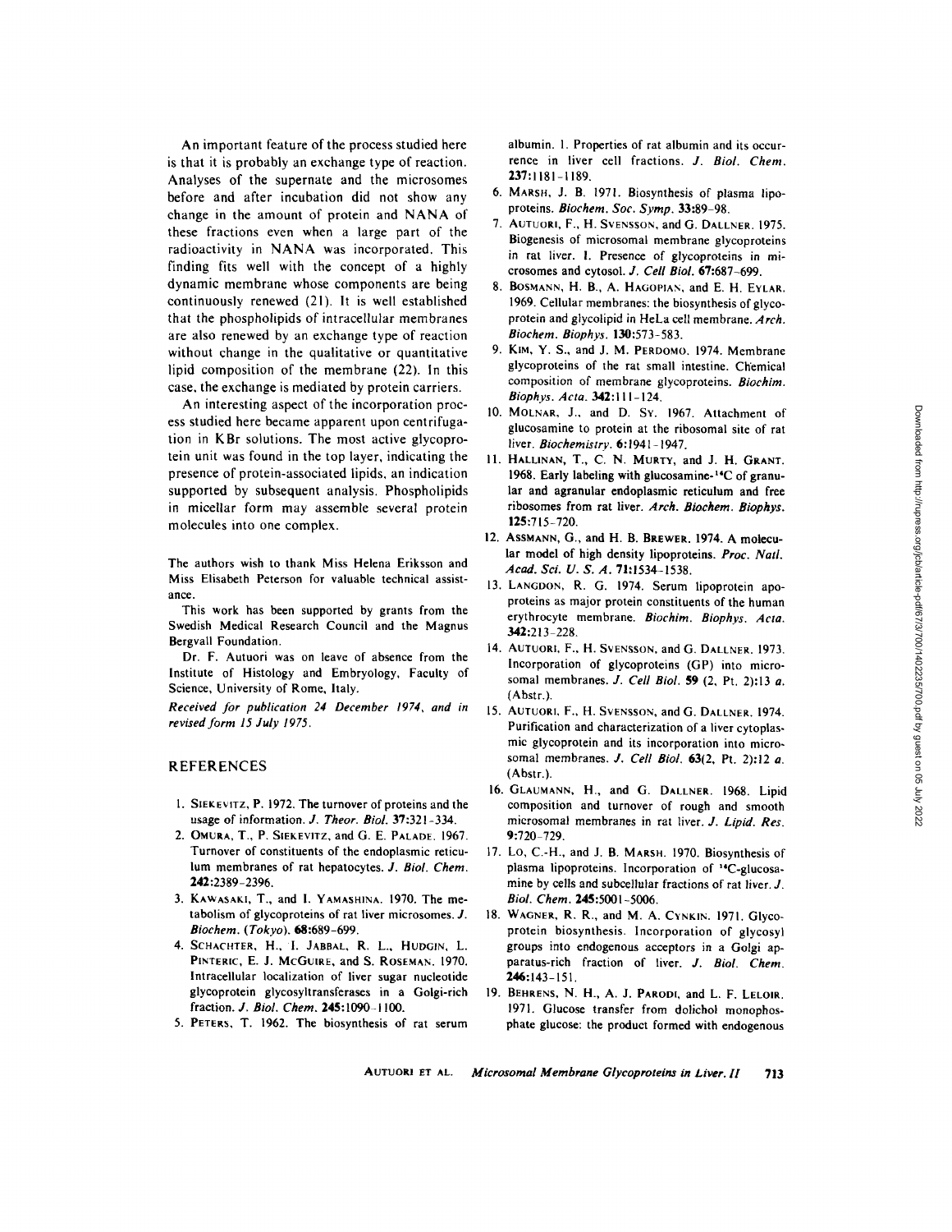An important feature of the process studied here is that it is probably an exchange type of reaction. Analyses of the supernate and the microsomes before and after incubation did not show any change in the amount of protein and NANA of these fractions even when a large part of the radioactivity in NANA was incorporated. This finding fits well with the concept of a highly dynamic membrane whose components are being continuously renewed (21). It is well established that the phospholipids of intracellular membranes are also renewed by an exchange type of reaction without change in the qualitative or quantitative lipid composition of the membrane (22). In this case, the exchange is mediated by protein carriers.

An interesting aspect of the incorporation process studied here became apparent upon centrifugation in KBr solutions. The most active glycoprotein unit was found in the top layer, indicating the presence of protein-associated lipids, an indication supported by subsequent analysis. Phospholipids in micellar form may assemble several protein molecules into one complex.

The authors wish to thank Miss Helena Eriksson and Miss Elisabeth Peterson for valuable technical assistance.

This work has been supported by grants from the Swedish Medical Research Council and the Magnus Bergvall Foundation.

Dr. F. Autuori was on leave of absence from the Institute of Histology and Embryology, Faculty of Science, University of Rome, Italy.

*Received for publication 24 December 1974, and in revised form 15 July 1975.*

## REFERENCES

1. Siekevitz, P. 1972. The turnover of proteins and the usage of information. *J. Theor. Biol.* **37**:321–334.
2. Omura, T., P. Siekevitz, and G. E. Palade. 1967. Turnover of constituents of the endoplasmic reticulum membranes of rat hepatocytes. *J. Biol. Chem.* **242**:2389–2396.
3. Kawasaki, T., and I. Yamashina. 1970. The metabolism of glycoproteins of rat liver microsomes. *J. Biochem. (Tokyo).* **68**:689–699.
4. Schachter, H., I. Jabbal, R. L., Hudgin, L. Pinteric, E. J. McGuire, and S. Roseman. 1970. Intracellular localization of liver sugar nucleotide glycoprotein glycosyltransferases in a Golgi-rich fraction. *J. Biol. Chem.* **245**:1090–1100.
5. Peters, T. 1962. The biosynthesis of rat serum albumin. I. Properties of rat albumin and its occurrence in liver cell fractions. *J. Biol. Chem.* **237**:1181–1189.
6. Marsh, J. B. 1971. Biosynthesis of plasma lipoproteins. *Biochem. Soc. Symp.* **33**:89–98.
7. Autuori, F., H. Svensson, and G. Dallner. 1975. Biogenesis of microsomal membrane glycoproteins in rat liver. I. Presence of glycoproteins in microsomes and cytosol. *J. Cell Biol.* **67**:687–699.
8. Bosmann, H. B., A. Hagopian, and E. H. Eylar. 1969. Cellular membranes: the biosynthesis of glycoprotein and glycolipid in HeLa cell membrane. *Arch. Biochem. Biophys.* **130**:573–583.
9. Kim, Y. S., and J. M. Perdomo. 1974. Membrane glycoproteins of the rat small intestine. Chemical composition of membrane glycoproteins. *Biochim. Biophys. Acta.* **342**:111–124.
10. Molnar, J., and D. Sy. 1967. Attachment of glucosamine to protein at the ribosomal site of rat liver. *Biochemistry.* **6**:1941–1947.
11. Hallinan, T., C. N. Murty, and J. H. Grant. 1968. Early labeling with glucosamine-$^{14}C$ of granular and agranular endoplasmic reticulum and free ribosomes from rat liver. *Arch. Biochem. Biophys.* **125**:715–720.
12. Assmann, G., and H. B. Brewer. 1974. A molecular model of high density lipoproteins. *Proc. Natl. Acad. Sci. U. S. A.* **71**:1534–1538.
13. Langdon, R. G. 1974. Serum lipoprotein apoproteins as major protein constituents of the human erythrocyte membrane. *Biochim. Biophys. Acta.* **342**:213–228.
14. Autuori, F., H. Svensson, and G. Dallner. 1973. Incorporation of glycoproteins (GP) into microsomal membranes. *J. Cell Biol.* **59** (2, Pt. 2):13 *a.* (Abstr.).
15. Autuori, F., H. Svensson, and G. Dallner. 1974. Purification and characterization of a liver cytoplasmic glycoprotein and its incorporation into microsomal membranes. *J. Cell Biol.* **63**(2, Pt. 2):12 *a.* (Abstr.).
16. Glaumann, H., and G. Dallner. 1968. Lipid composition and turnover of rough and smooth microsomal membranes in rat liver. *J. Lipid. Res.* **9**:720–729.
17. Lo, C.-H., and J. B. Marsh. 1970. Biosynthesis of plasma lipoproteins. Incorporation of $^{14}C$-glucosamine by cells and subcellular fractions of rat liver. *J. Biol. Chem.* **245**:5001–5006.
18. Wagner, R. R., and M. A. Cynkin. 1971. Glycoprotein biosynthesis. Incorporation of glycosyl groups into endogenous acceptors in a Golgi apparatus-rich fraction of liver. *J. Biol. Chem.* **246**:143–151.
19. Behrens, N. H., A. J. Parodi, and L. F. Leloir. 1971. Glucose transfer from dolichol monophosphate glucose: the product formed with endogenous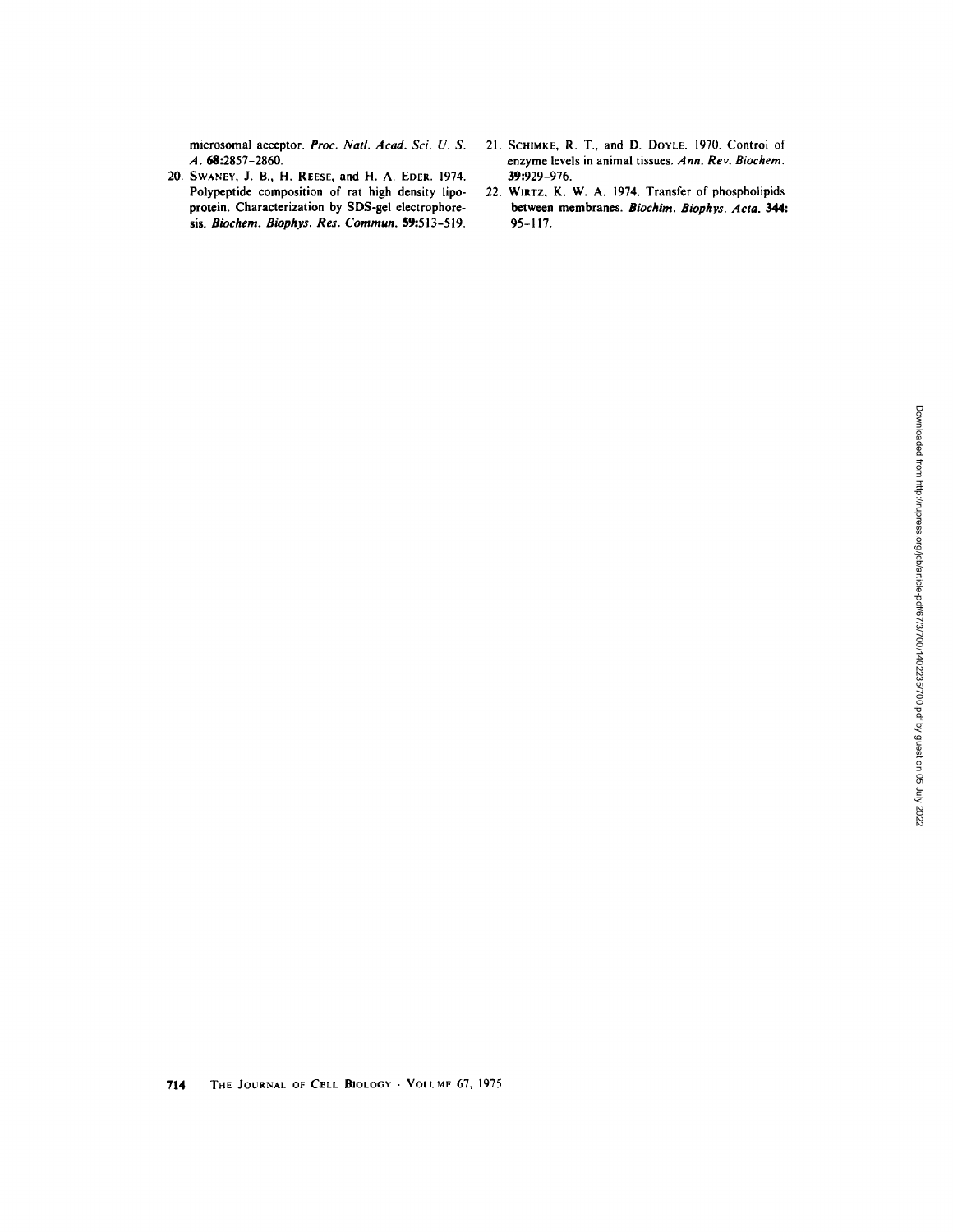microsomal acceptor. *Proc. Natl. Acad. Sci. U. S. A.* **68**:2857–2860.

20. SWANEY, J. B., H. REESE, and H. A. EDER. 1974. Polypeptide composition of rat high density lipoprotein. Characterization by SDS-gel electrophoresis. *Biochem. Biophys. Res. Commun.* **59**:513–519.

21. SCHIMKE, R. T., and D. DOYLE. 1970. Control of enzyme levels in animal tissues. *Ann. Rev. Biochem.* **39**:929–976.

22. WIRTZ, K. W. A. 1974. Transfer of phospholipids between membranes. *Biochim. Biophys. Acta.* **344**: 95–117.